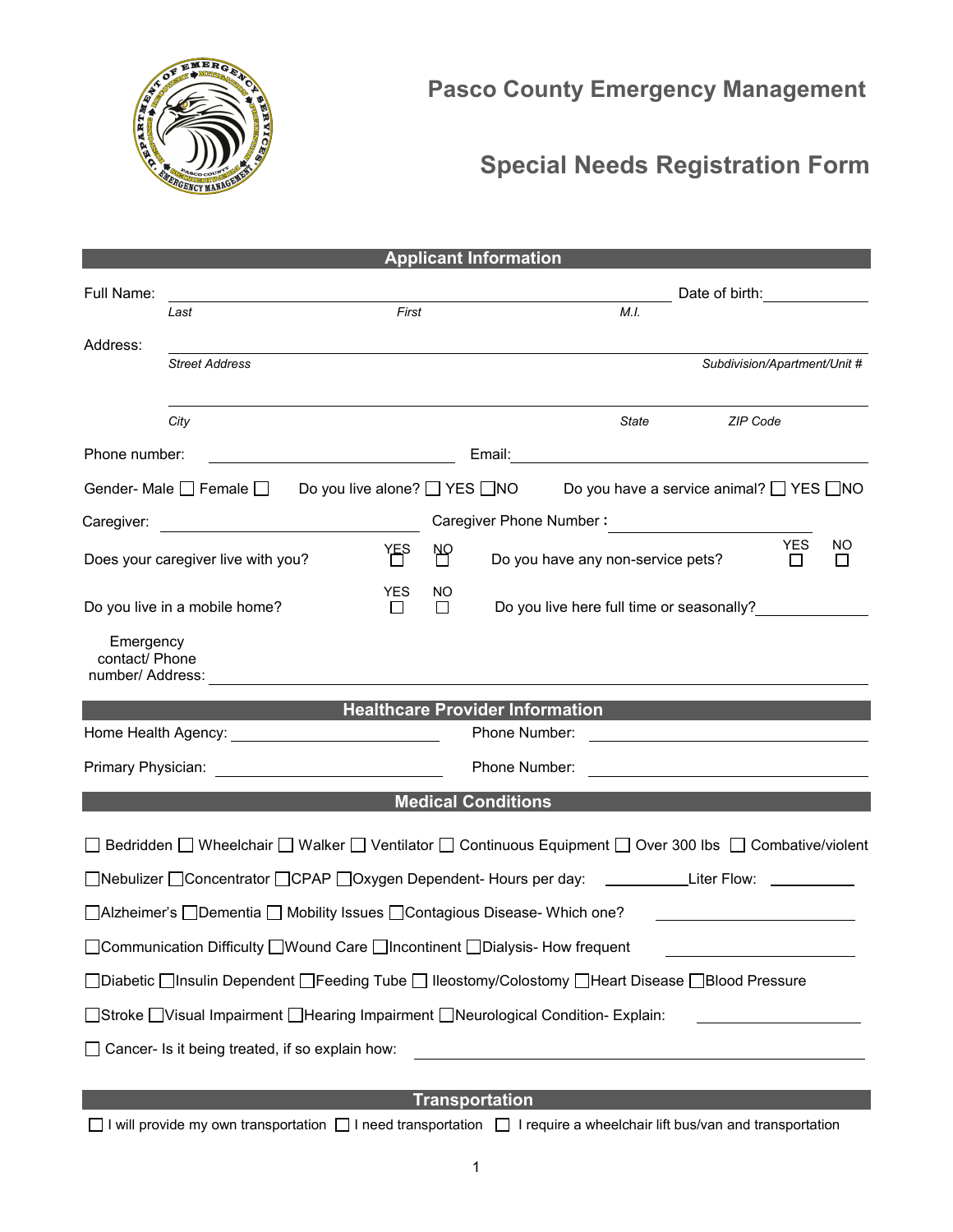# Pasco County Emergency Management

## Special Needs Registration Form

### Applicant Information

Full Name: ______________________________________________ Date of birth: ____________
*Last* *First* *M.I.*

Address: ______________________________________________
*Street Address* *Subdivision/Apartment/Unit #*

______________________________________________
*City* *State* *ZIP Code*

Phone number: ____________________ Email: ____________________

Gender- Male ☐ Female ☐ Do you live alone? ☐ YES ☐NO Do you have a service animal? ☐ YES ☐NO

Caregiver: ____________________ Caregiver Phone Number : ____________________

Does your caregiver live with you? YES ☐ NO ☐ Do you have any non-service pets? YES ☐ NO ☐

Do you live in a mobile home? YES ☐ NO ☐ Do you live here full time or seasonally? ____________

Emergency contact/ Phone number/ Address: ______________________________________________

### Healthcare Provider Information

Home Health Agency: ____________________ Phone Number: ____________________

Primary Physician: ____________________ Phone Number: ____________________

### Medical Conditions

☐ Bedridden ☐ Wheelchair ☐ Walker ☐ Ventilator ☐ Continuous Equipment ☐ Over 300 lbs ☐ Combative/violent

☐Nebulizer ☐Concentrator ☐CPAP ☐Oxygen Dependent- Hours per day: __________Liter Flow: __________

☐Alzheimer's ☐Dementia ☐ Mobility Issues ☐Contagious Disease- Which one? ____________________

☐Communication Difficulty ☐Wound Care ☐Incontinent ☐Dialysis- How frequent ____________________

☐Diabetic ☐Insulin Dependent ☐Feeding Tube ☐ Ileostomy/Colostomy ☐Heart Disease ☐Blood Pressure

☐Stroke ☐Visual Impairment ☐Hearing Impairment ☐Neurological Condition- Explain: ____________________

☐ Cancer- Is it being treated, if so explain how: ______________________________________________

### Transportation

☐ I will provide my own transportation ☐ I need transportation ☐ I require a wheelchair lift bus/van and transportation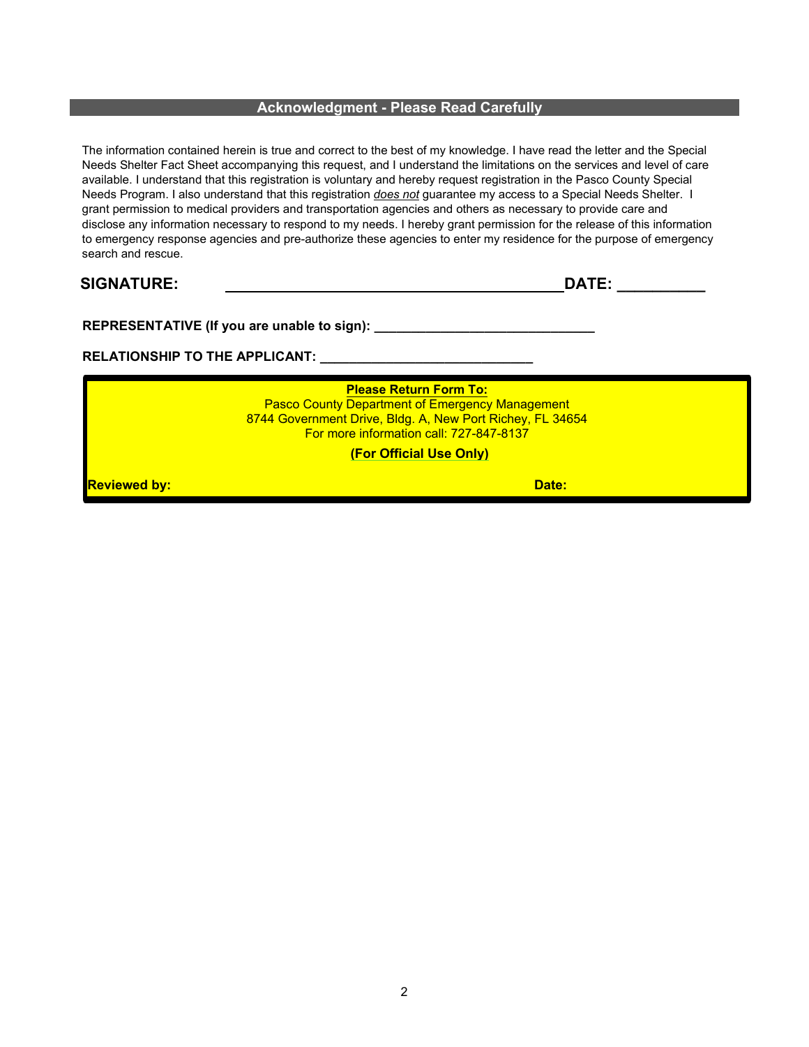## Acknowledgment - Please Read Carefully

The information contained herein is true and correct to the best of my knowledge. I have read the letter and the Special Needs Shelter Fact Sheet accompanying this request, and I understand the limitations on the services and level of care available. I understand that this registration is voluntary and hereby request registration in the Pasco County Special Needs Program. I also understand that this registration *does not* guarantee my access to a Special Needs Shelter. I grant permission to medical providers and transportation agencies and others as necessary to provide care and disclose any information necessary to respond to my needs. I hereby grant permission for the release of this information to emergency response agencies and pre-authorize these agencies to enter my residence for the purpose of emergency search and rescue.

**SIGNATURE:** ________________________________________ **DATE:** __________

**REPRESENTATIVE (If you are unable to sign):** ______________________________

**RELATIONSHIP TO THE APPLICANT:** _____________________________

**Please Return Form To:**
Pasco County Department of Emergency Management
8744 Government Drive, Bldg. A, New Port Richey, FL 34654
For more information call: 727-847-8137

**(For Official Use Only)**

**Reviewed by:** **Date:**